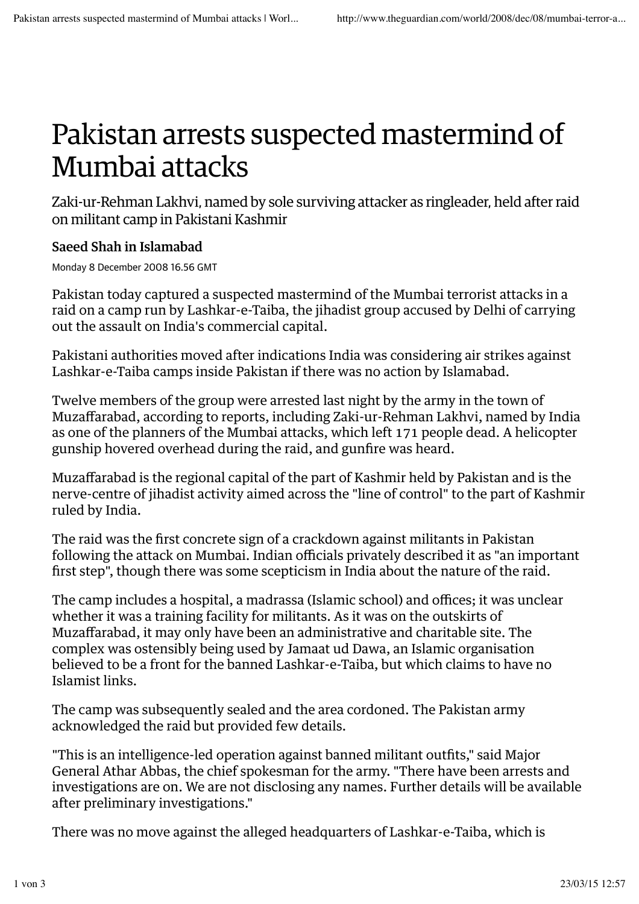# Pakistan arrests suspected mastermind of Mumbai attacks

Zaki-ur-Rehman Lakhvi, named by sole surviving attacker as ringleader, held after raid on militant camp in Pakistani Kashmir

**Saeed Shah in Islamabad**

Monday 8 December 2008 16.56 GMT

Pakistan today captured a suspected mastermind of the Mumbai terrorist attacks in a raid on a camp run by Lashkar-e-Taiba, the jihadist group accused by Delhi of carrying out the assault on India's commercial capital.

Pakistani authorities moved after indications India was considering air strikes against Lashkar-e-Taiba camps inside Pakistan if there was no action by Islamabad.

Twelve members of the group were arrested last night by the army in the town of Muzaffarabad, according to reports, including Zaki-ur-Rehman Lakhvi, named by India as one of the planners of the Mumbai attacks, which left 171 people dead. A helicopter gunship hovered overhead during the raid, and gunfire was heard.

Muzaffarabad is the regional capital of the part of Kashmir held by Pakistan and is the nerve-centre of jihadist activity aimed across the "line of control" to the part of Kashmir ruled by India.

The raid was the first concrete sign of a crackdown against militants in Pakistan following the attack on Mumbai. Indian officials privately described it as "an important first step", though there was some scepticism in India about the nature of the raid.

The camp includes a hospital, a madrassa (Islamic school) and offices; it was unclear whether it was a training facility for militants. As it was on the outskirts of Muzaffarabad, it may only have been an administrative and charitable site. The complex was ostensibly being used by Jamaat ud Dawa, an Islamic organisation believed to be a front for the banned Lashkar-e-Taiba, but which claims to have no Islamist links.

The camp was subsequently sealed and the area cordoned. The Pakistan army acknowledged the raid but provided few details.

"This is an intelligence-led operation against banned militant outfits," said Major General Athar Abbas, the chief spokesman for the army. "There have been arrests and investigations are on. We are not disclosing any names. Further details will be available after preliminary investigations."

There was no move against the alleged headquarters of Lashkar-e-Taiba, which is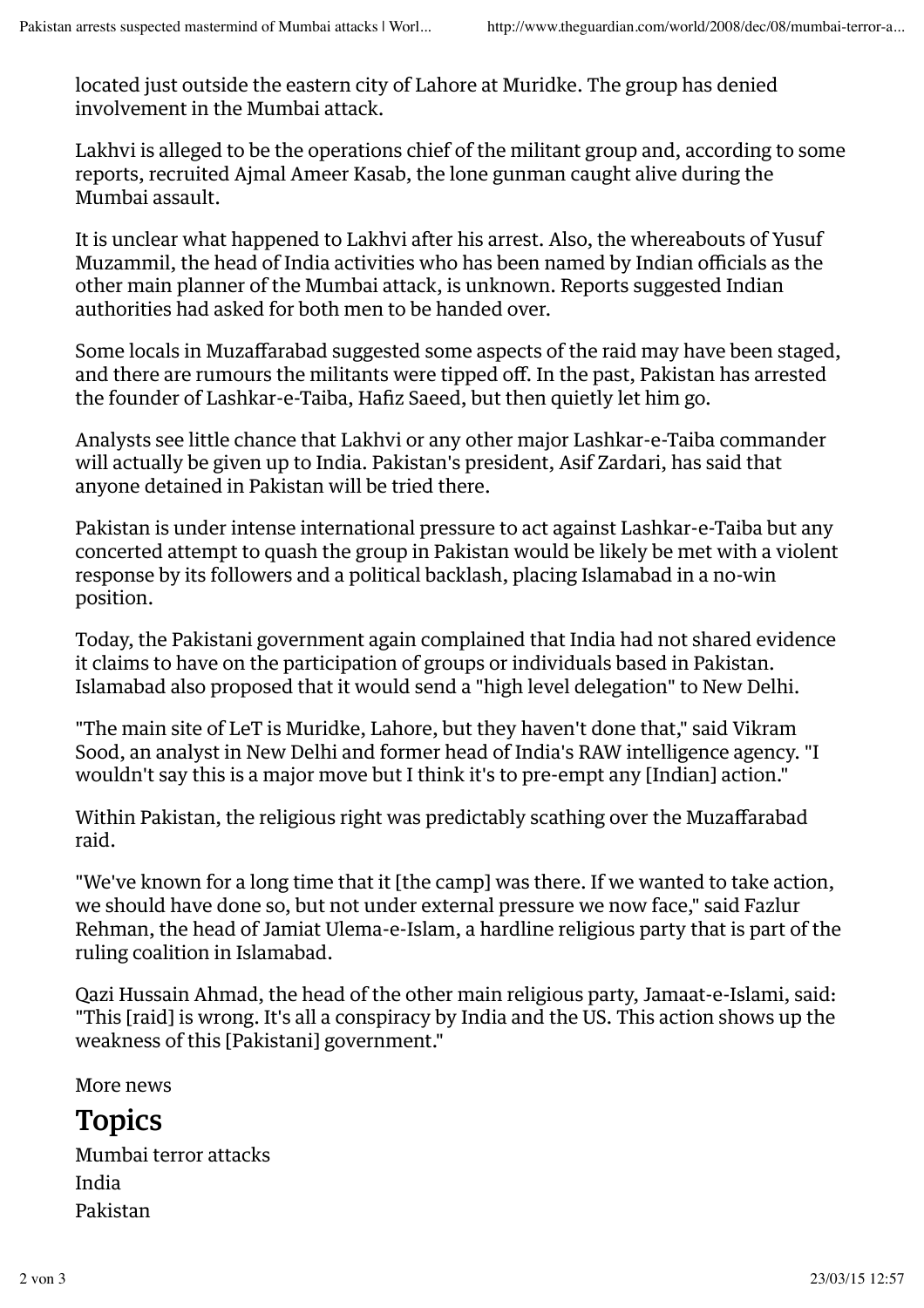located just outside the eastern city of Lahore at Muridke. The group has denied involvement in the Mumbai attack.

Lakhvi is alleged to be the operations chief of the militant group and, according to some reports, recruited Ajmal Ameer Kasab, the lone gunman caught alive during the Mumbai assault.

It is unclear what happened to Lakhvi after his arrest. Also, the whereabouts of Yusuf Muzammil, the head of India activities who has been named by Indian officials as the other main planner of the Mumbai attack, is unknown. Reports suggested Indian authorities had asked for both men to be handed over.

Some locals in Muzaffarabad suggested some aspects of the raid may have been staged, and there are rumours the militants were tipped off. In the past, Pakistan has arrested the founder of Lashkar-e-Taiba, Hafiz Saeed, but then quietly let him go.

Analysts see little chance that Lakhvi or any other major Lashkar-e-Taiba commander will actually be given up to India. Pakistan's president, Asif Zardari, has said that anyone detained in Pakistan will be tried there.

Pakistan is under intense international pressure to act against Lashkar-e-Taiba but any concerted attempt to quash the group in Pakistan would be likely be met with a violent response by its followers and a political backlash, placing Islamabad in a no-win position.

Today, the Pakistani government again complained that India had not shared evidence it claims to have on the participation of groups or individuals based in Pakistan. Islamabad also proposed that it would send a "high level delegation" to New Delhi.

"The main site of LeT is Muridke, Lahore, but they haven't done that," said Vikram Sood, an analyst in New Delhi and former head of India's RAW intelligence agency. "I wouldn't say this is a major move but I think it's to pre-empt any [Indian] action."

Within Pakistan, the religious right was predictably scathing over the Muzaffarabad raid.

"We've known for a long time that it [the camp] was there. If we wanted to take action, we should have done so, but not under external pressure we now face," said Fazlur Rehman, the head of Jamiat Ulema-e-Islam, a hardline religious party that is part of the ruling coalition in Islamabad.

Qazi Hussain Ahmad, the head of the other main religious party, Jamaat-e-Islami, said: "This [raid] is wrong. It's all a conspiracy by India and the US. This action shows up the weakness of this [Pakistani] government."

More news

## Topics

Mumbai terror attacks

India

Pakistan